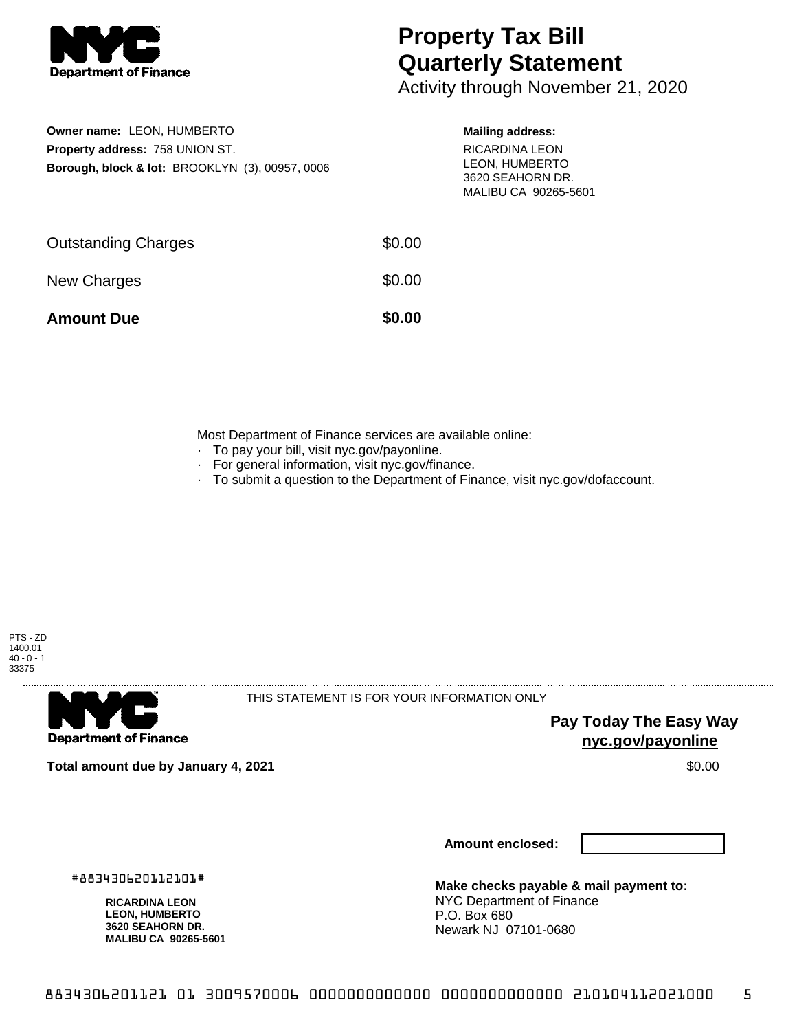NYC Department of Finance

# Property Tax Bill Quarterly Statement

Activity through November 21, 2020

**Owner name:** LEON, HUMBERTO
**Property address:** 758 UNION ST.
**Borough, block & lot:** BROOKLYN (3), 00957, 0006

**Mailing address:**
RICARDINA LEON
LEON, HUMBERTO
3620 SEAHORN DR.
MALIBU CA 90265-5601

| | |
|---|---|
| Outstanding Charges | $0.00 |
| New Charges | $0.00 |
| **Amount Due** | **$0.00** |

Most Department of Finance services are available online:
- To pay your bill, visit nyc.gov/payonline.
- For general information, visit nyc.gov/finance.
- To submit a question to the Department of Finance, visit nyc.gov/dofaccount.

PTS - ZD
1400.01
40 - 0 - 1
33375

NYC Department of Finance

THIS STATEMENT IS FOR YOUR INFORMATION ONLY

**Pay Today The Easy Way**
**nyc.gov/payonline**

**Total amount due by January 4, 2021** $0.00

**Amount enclosed:**

#883430620112101#

**RICARDINA LEON**
**LEON, HUMBERTO**
**3620 SEAHORN DR.**
**MALIBU CA 90265-5601**

**Make checks payable & mail payment to:**
NYC Department of Finance
P.O. Box 680
Newark NJ 07101-0680

8834306201121 01 3009570006 0000000000000 0000000000000 210104112021000 5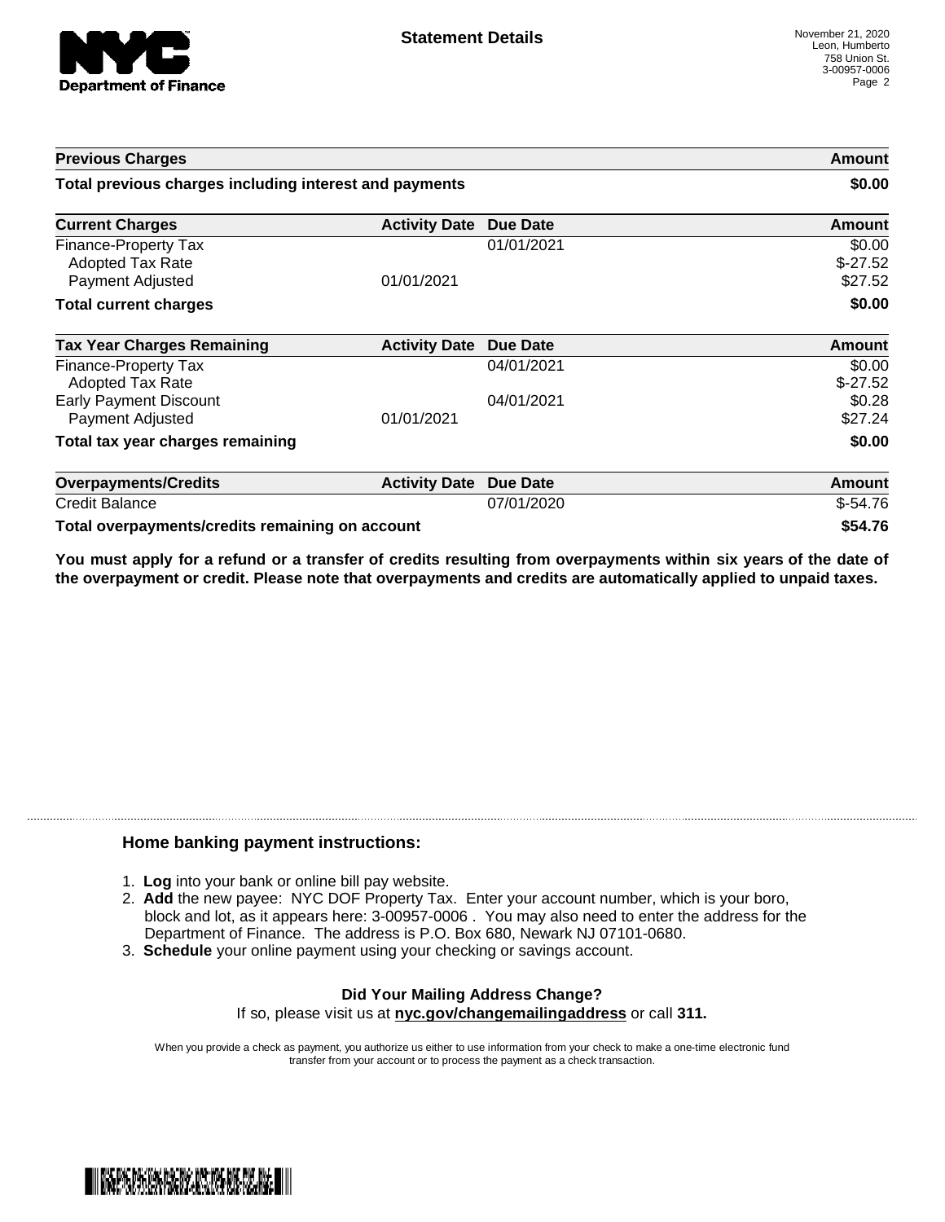## Statement Details

November 21, 2020
Leon, Humberto
758 Union St.
3-00957-0006

| Previous Charges | | | Amount |
|---|---|---|---|
| **Total previous charges including interest and payments** | | | **$0.00** |

| Current Charges | Activity Date | Due Date | Amount |
|---|---|---|---|
| Finance-Property Tax | | 01/01/2021 | $0.00 |
| Adopted Tax Rate | | | $-27.52 |
| Payment Adjusted | 01/01/2021 | | $27.52 |
| **Total current charges** | | | **$0.00** |

| Tax Year Charges Remaining | Activity Date | Due Date | Amount |
|---|---|---|---|
| Finance-Property Tax | | 04/01/2021 | $0.00 |
| Adopted Tax Rate | | | $-27.52 |
| Early Payment Discount | | 04/01/2021 | $0.28 |
| Payment Adjusted | 01/01/2021 | | $27.24 |
| **Total tax year charges remaining** | | | **$0.00** |

| Overpayments/Credits | Activity Date | Due Date | Amount |
|---|---|---|---|
| Credit Balance | | 07/01/2020 | $-54.76 |
| **Total overpayments/credits remaining on account** | | | **$54.76** |

**You must apply for a refund or a transfer of credits resulting from overpayments within six years of the date of the overpayment or credit. Please note that overpayments and credits are automatically applied to unpaid taxes.**

### Home banking payment instructions:

1. **Log** into your bank or online bill pay website.
2. **Add** the new payee: NYC DOF Property Tax. Enter your account number, which is your boro, block and lot, as it appears here: 3-00957-0006 . You may also need to enter the address for the Department of Finance. The address is P.O. Box 680, Newark NJ 07101-0680.
3. **Schedule** your online payment using your checking or savings account.

**Did Your Mailing Address Change?**
If so, please visit us at **nyc.gov/changemailingaddress** or call **311.**

When you provide a check as payment, you authorize us either to use information from your check to make a one-time electronic fund transfer from your account or to process the payment as a check transaction.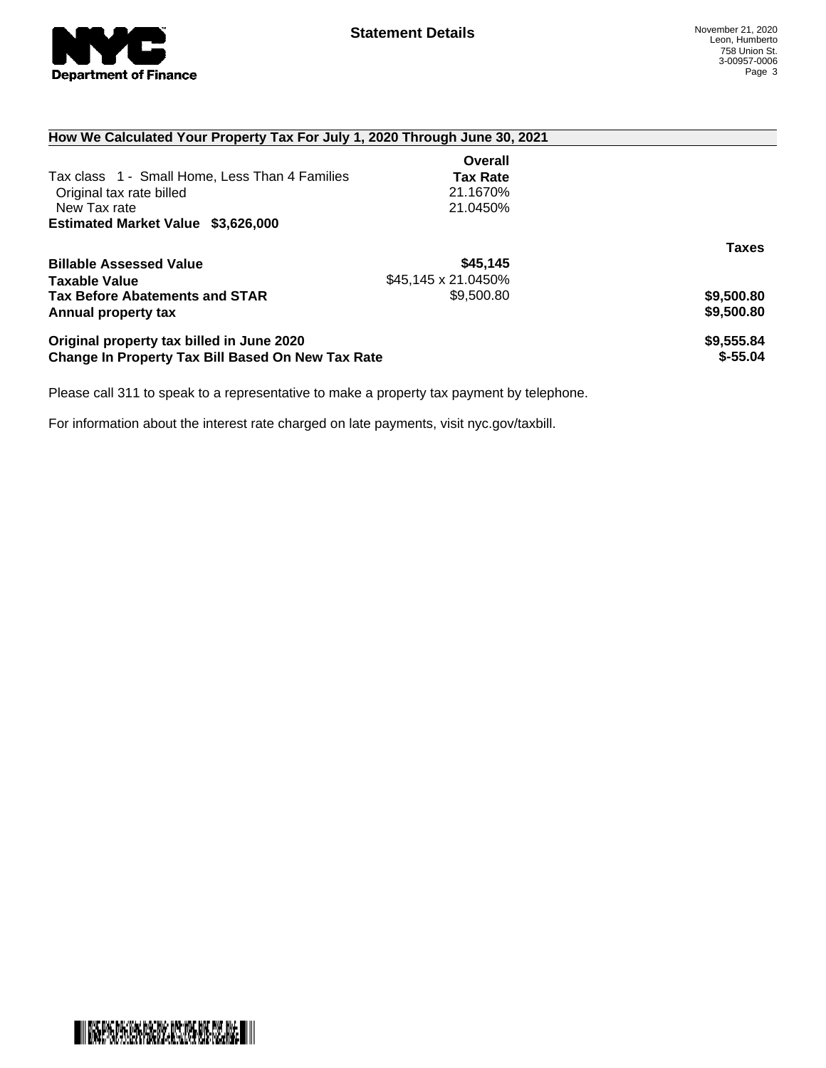## Statement Details

November 21, 2020
Leon, Humberto
758 Union St.
3-00957-0006

### How We Calculated Your Property Tax For July 1, 2020 Through June 30, 2021

| | Overall Tax Rate | |
|---|---|---|
| Tax class 1 - Small Home, Less Than 4 Families | | |
| Original tax rate billed | 21.1670% | |
| New Tax rate | 21.0450% | |
| **Estimated Market Value $3,626,000** | | |
| | | **Taxes** |
| **Billable Assessed Value** | **$45,145** | |
| **Taxable Value** | $45,145 x 21.0450% | |
| **Tax Before Abatements and STAR** | $9,500.80 | **$9,500.80** |
| **Annual property tax** | | **$9,500.80** |
| **Original property tax billed in June 2020** | | **$9,555.84** |
| **Change In Property Tax Bill Based On New Tax Rate** | | **$-55.04** |

Please call 311 to speak to a representative to make a property tax payment by telephone.

For information about the interest rate charged on late payments, visit nyc.gov/taxbill.